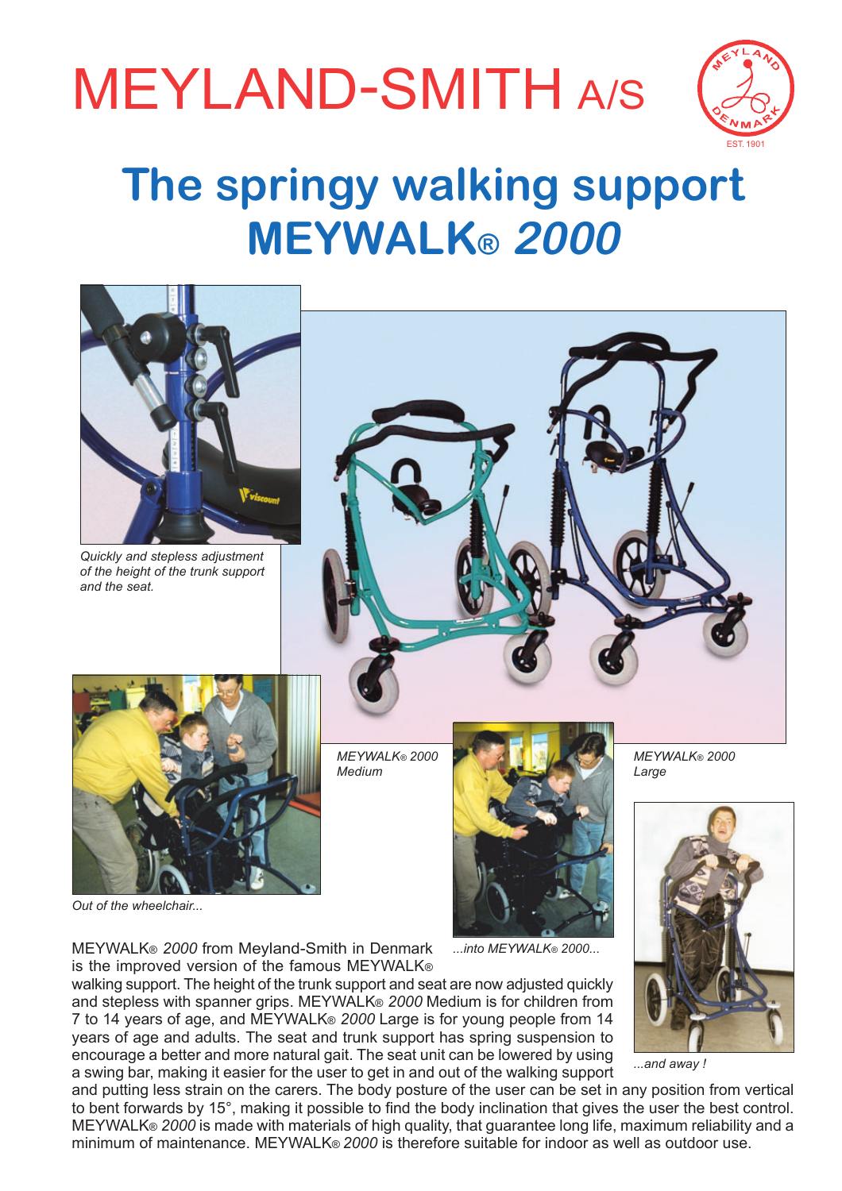# MEYLAND-SMITH A/S

## The springy walking support MEYWALK® *2000*

*Quickly and stepless adjustment of the height of the trunk support and the seat.*

*MEYWALK® 2000 Medium*

*MEYWALK® 2000 Large*

*Out of the wheelchair...*

*...into MEYWALK® 2000...*

*...and away !*

MEYWALK® *2000* from Meyland-Smith in Denmark is the improved version of the famous MEYWALK® walking support. The height of the trunk support and seat are now adjusted quickly and stepless with spanner grips. MEYWALK® *2000* Medium is for children from 7 to 14 years of age, and MEYWALK® *2000* Large is for young people from 14 years of age and adults. The seat and trunk support has spring suspension to encourage a better and more natural gait. The seat unit can be lowered by using a swing bar, making it easier for the user to get in and out of the walking support and putting less strain on the carers. The body posture of the user can be set in any position from vertical to bent forwards by 15°, making it possible to find the body inclination that gives the user the best control. MEYWALK® *2000* is made with materials of high quality, that guarantee long life, maximum reliability and a minimum of maintenance. MEYWALK® *2000* is therefore suitable for indoor as well as outdoor use.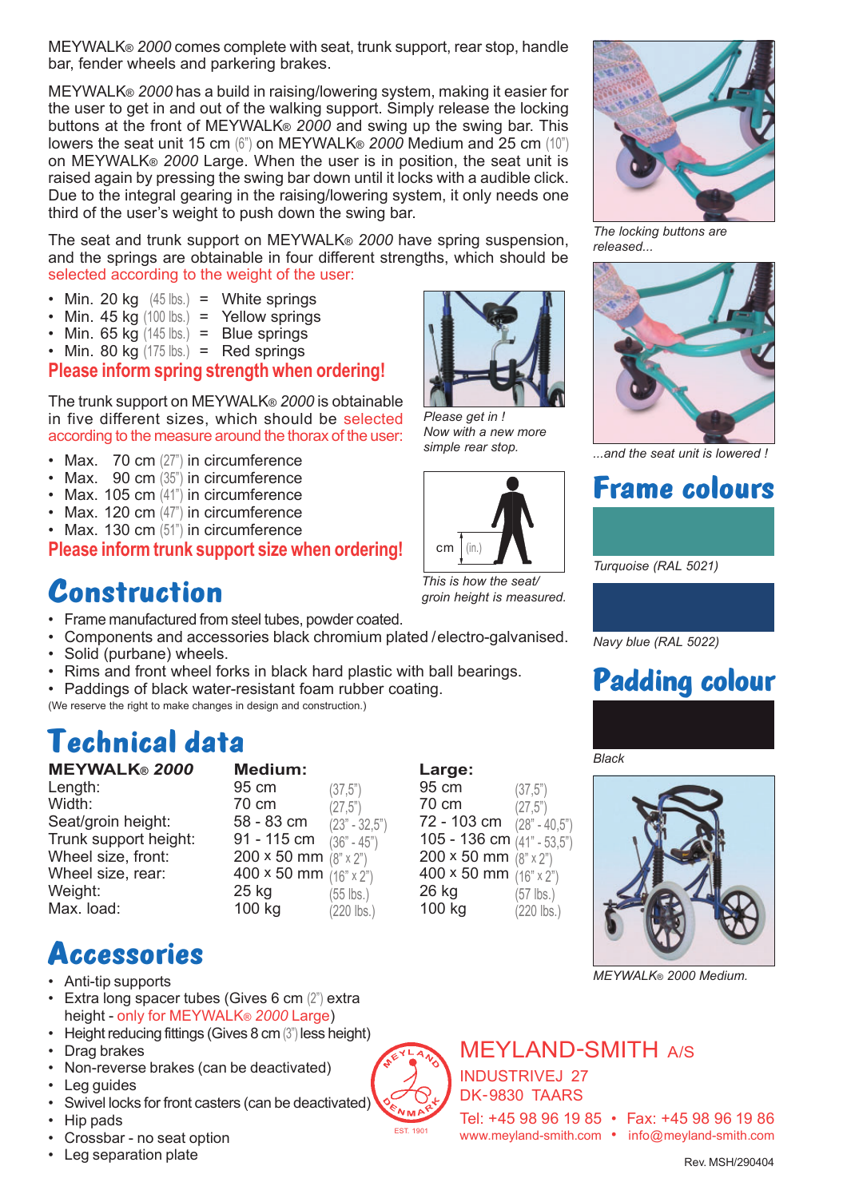MEYWALK® *2000* comes complete with seat, trunk support, rear stop, handle bar, fender wheels and parkering brakes.

MEYWALK® *2000* has a build in raising/lowering system, making it easier for the user to get in and out of the walking support. Simply release the locking buttons at the front of MEYWALK® *2000* and swing up the swing bar. This lowers the seat unit 15 cm (6") on MEYWALK® *2000* Medium and 25 cm (10") on MEYWALK® *2000* Large. When the user is in position, the seat unit is raised again by pressing the swing bar down until it locks with a audible click. Due to the integral gearing in the raising/lowering system, it only needs one third of the user's weight to push down the swing bar.

The seat and trunk support on MEYWALK® *2000* have spring suspension, and the springs are obtainable in four different strengths, which should be selected according to the weight of the user:

- Min. 20 kg (45 lbs.) = White springs
- Min. 45 kg (100 lbs.) = Yellow springs
- Min. 65 kg (145 lbs.) = Blue springs
- Min. 80 kg (175 lbs.) = Red springs

**Please inform spring strength when ordering!**

The trunk support on MEYWALK® *2000* is obtainable in five different sizes, which should be selected according to the measure around the thorax of the user:

- Max. 70 cm (27") in circumference
- Max. 90 cm (35") in circumference
- Max. 105 cm (41") in circumference
- Max. 120 cm (47") in circumference
- Max. 130 cm (51") in circumference

**Please inform trunk support size when ordering!**

*The locking buttons are released...*

*...and the seat unit is lowered !*

*Please get in ! Now with a new more simple rear stop.*

cm (in.)

*This is how the seat/ groin height is measured.*

## Frame colours

*Turquoise (RAL 5021)*

*Navy blue (RAL 5022)*

## Padding colour

*Black*

## Construction

- Frame manufactured from steel tubes, powder coated.
- Components and accessories black chromium plated / electro-galvanised.
- Solid (purbane) wheels.
- Rims and front wheel forks in black hard plastic with ball bearings.
- Paddings of black water-resistant foam rubber coating.

(We reserve the right to make changes in design and construction.)

## Technical data

| MEYWALK® *2000* | Medium: | | Large: | |
|---|---|---|---|---|
| Length: | 95 cm | (37,5") | 95 cm | (37,5") |
| Width: | 70 cm | (27,5") | 70 cm | (27,5") |
| Seat/groin height: | 58 - 83 cm | (23" - 32,5") | 72 - 103 cm | (28" - 40,5") |
| Trunk support height: | 91 - 115 cm | (36" - 45") | 105 - 136 cm | (41" - 53,5") |
| Wheel size, front: | 200 x 50 mm | (8" x 2") | 200 x 50 mm | (8" x 2") |
| Wheel size, rear: | 400 x 50 mm | (16" x 2") | 400 x 50 mm | (16" x 2") |
| Weight: | 25 kg | (55 lbs.) | 26 kg | (57 lbs.) |
| Max. load: | 100 kg | (220 lbs.) | 100 kg | (220 lbs.) |

## Accessories

- Anti-tip supports
- Extra long spacer tubes (Gives 6 cm (2") extra height - only for MEYWALK® *2000* Large)
- Height reducing fittings (Gives 8 cm (3") less height)
- Drag brakes
- Non-reverse brakes (can be deactivated)
- Leg guides
- Swivel locks for front casters (can be deactivated)
- Hip pads
- Crossbar - no seat option
- Leg separation plate

*MEYWALK® 2000 Medium.*

MEYLAND DENMARK EST. 1901

MEYLAND-SMITH A/S
INDUSTRIVEJ 27
DK-9830 TAARS
Tel: +45 98 96 19 85 • Fax: +45 98 96 19 86
www.meyland-smith.com • info@meyland-smith.com

Rev. MSH/290404